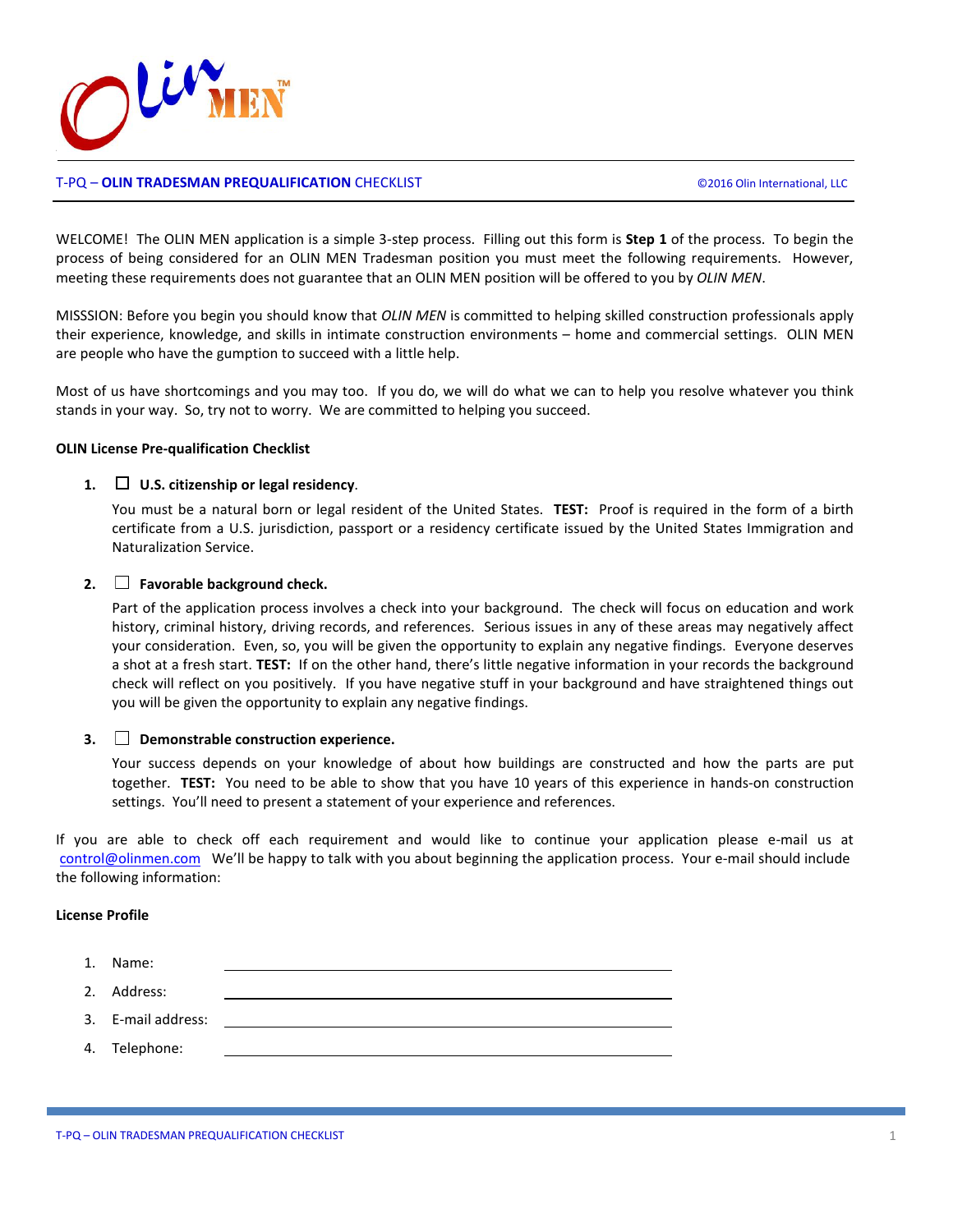OLIN MEN™

**T-PQ – OLIN TRADESMAN PREQUALIFICATION CHECKLIST** ©2016 Olin International, LLC

WELCOME! The OLIN MEN application is a simple 3-step process. Filling out this form is **Step 1** of the process. To begin the process of being considered for an OLIN MEN Tradesman position you must meet the following requirements. However, meeting these requirements does not guarantee that an OLIN MEN position will be offered to you by *OLIN MEN*.

MISSSION: Before you begin you should know that *OLIN MEN* is committed to helping skilled construction professionals apply their experience, knowledge, and skills in intimate construction environments – home and commercial settings. OLIN MEN are people who have the gumption to succeed with a little help.

Most of us have shortcomings and you may too. If you do, we will do what we can to help you resolve whatever you think stands in your way. So, try not to worry. We are committed to helping you succeed.

**OLIN License Pre-qualification Checklist**

1. ☐ **U.S. citizenship or legal residency**.

   You must be a natural born or legal resident of the United States. **TEST:** Proof is required in the form of a birth certificate from a U.S. jurisdiction, passport or a residency certificate issued by the United States Immigration and Naturalization Service.

2. ☐ **Favorable background check.**

   Part of the application process involves a check into your background. The check will focus on education and work history, criminal history, driving records, and references. Serious issues in any of these areas may negatively affect your consideration. Even, so, you will be given the opportunity to explain any negative findings. Everyone deserves a shot at a fresh start. **TEST:** If on the other hand, there's little negative information in your records the background check will reflect on you positively. If you have negative stuff in your background and have straightened things out you will be given the opportunity to explain any negative findings.

3. ☐ **Demonstrable construction experience.**

   Your success depends on your knowledge of about how buildings are constructed and how the parts are put together. **TEST:** You need to be able to show that you have 10 years of this experience in hands-on construction settings. You'll need to present a statement of your experience and references.

If you are able to check off each requirement and would like to continue your application please e-mail us at control@olinmen.com We'll be happy to talk with you about beginning the application process. Your e-mail should include the following information:

**License Profile**

1. Name: ____________________
2. Address: ____________________
3. E-mail address: ____________________
4. Telephone: ____________________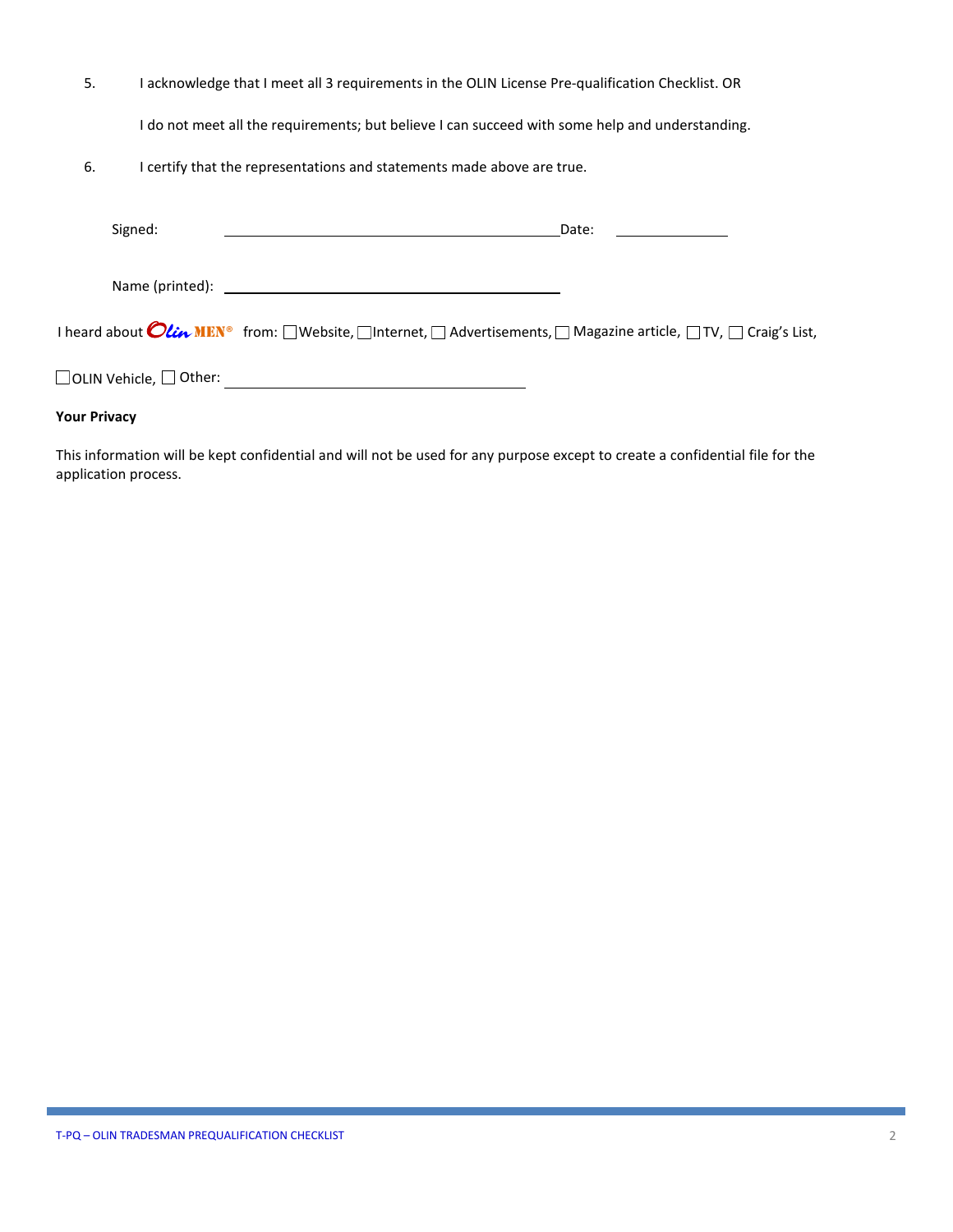5. I acknowledge that I meet all 3 requirements in the OLIN License Pre-qualification Checklist. OR

   I do not meet all the requirements; but believe I can succeed with some help and understanding.

6. I certify that the representations and statements made above are true.

Signed: ______________________________ Date: ____________

Name (printed): ______________________________

I heard about Olin MEN® from: ☐ Website, ☐ Internet, ☐ Advertisements, ☐ Magazine article, ☐ TV, ☐ Craig's List,

☐ OLIN Vehicle, ☐ Other: ______________________________

**Your Privacy**

This information will be kept confidential and will not be used for any purpose except to create a confidential file for the application process.